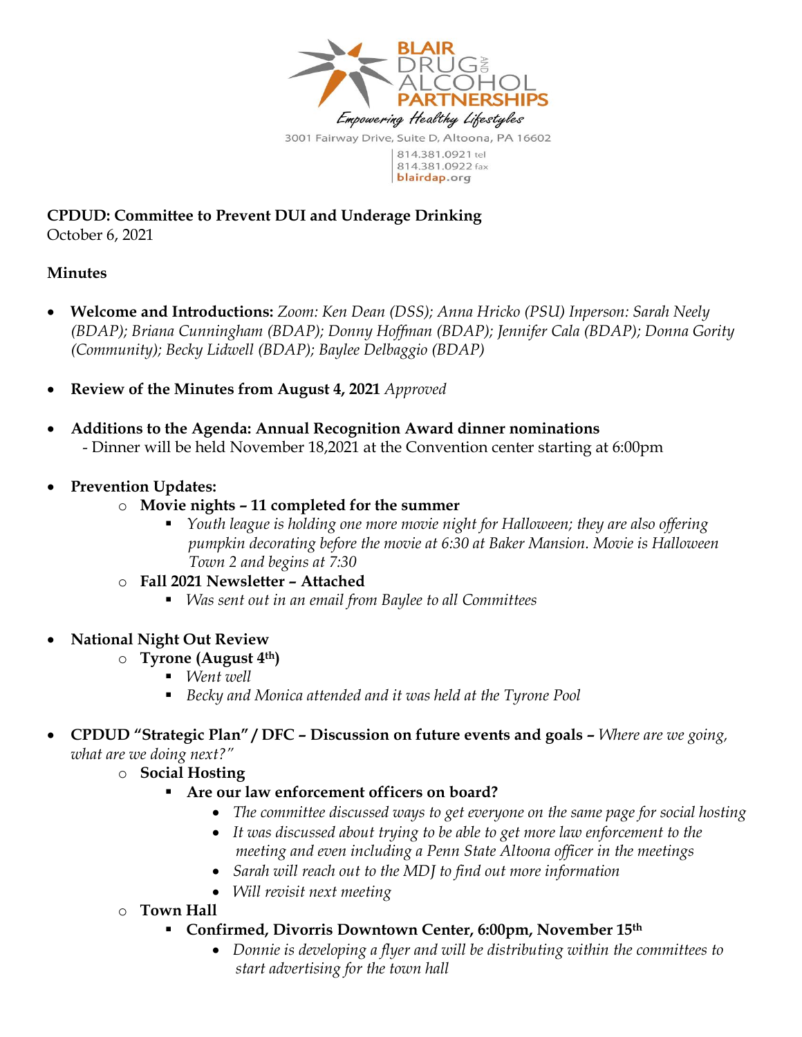BLAIR DRUG AND ALCOHOL PARTNERSHIPS

*Empowering Healthy Lifestyles*

3001 Fairway Drive, Suite D, Altoona, PA 16602

814.381.0921 tel
814.381.0922 fax
blairdap.org

**CPDUD: Committee to Prevent DUI and Underage Drinking**
October 6, 2021

**Minutes**

- **Welcome and Introductions:** *Zoom: Ken Dean (DSS); Anna Hricko (PSU) Inperson: Sarah Neely (BDAP); Briana Cunningham (BDAP); Donny Hoffman (BDAP); Jennifer Cala (BDAP); Donna Gority (Community); Becky Lidwell (BDAP); Baylee Delbaggio (BDAP)*

- **Review of the Minutes from August 4, 2021** *Approved*

- **Additions to the Agenda: Annual Recognition Award dinner nominations**
  - Dinner will be held November 18,2021 at the Convention center starting at 6:00pm

- **Prevention Updates:**
  - **Movie nights – 11 completed for the summer**
    - *Youth league is holding one more movie night for Halloween; they are also offering pumpkin decorating before the movie at 6:30 at Baker Mansion. Movie is Halloween Town 2 and begins at 7:30*
  - **Fall 2021 Newsletter – Attached**
    - *Was sent out in an email from Baylee to all Committees*

- **National Night Out Review**
  - **Tyrone (August 4th)**
    - *Went well*
    - *Becky and Monica attended and it was held at the Tyrone Pool*

- **CPDUD "Strategic Plan" / DFC – Discussion on future events and goals –** *Where are we going, what are we doing next?"*
  - **Social Hosting**
    - **Are our law enforcement officers on board?**
      - *The committee discussed ways to get everyone on the same page for social hosting*
      - *It was discussed about trying to be able to get more law enforcement to the meeting and even including a Penn State Altoona officer in the meetings*
      - *Sarah will reach out to the MDJ to find out more information*
      - *Will revisit next meeting*
  - **Town Hall**
    - **Confirmed, Divorris Downtown Center, 6:00pm, November 15th**
      - *Donnie is developing a flyer and will be distributing within the committees to start advertising for the town hall*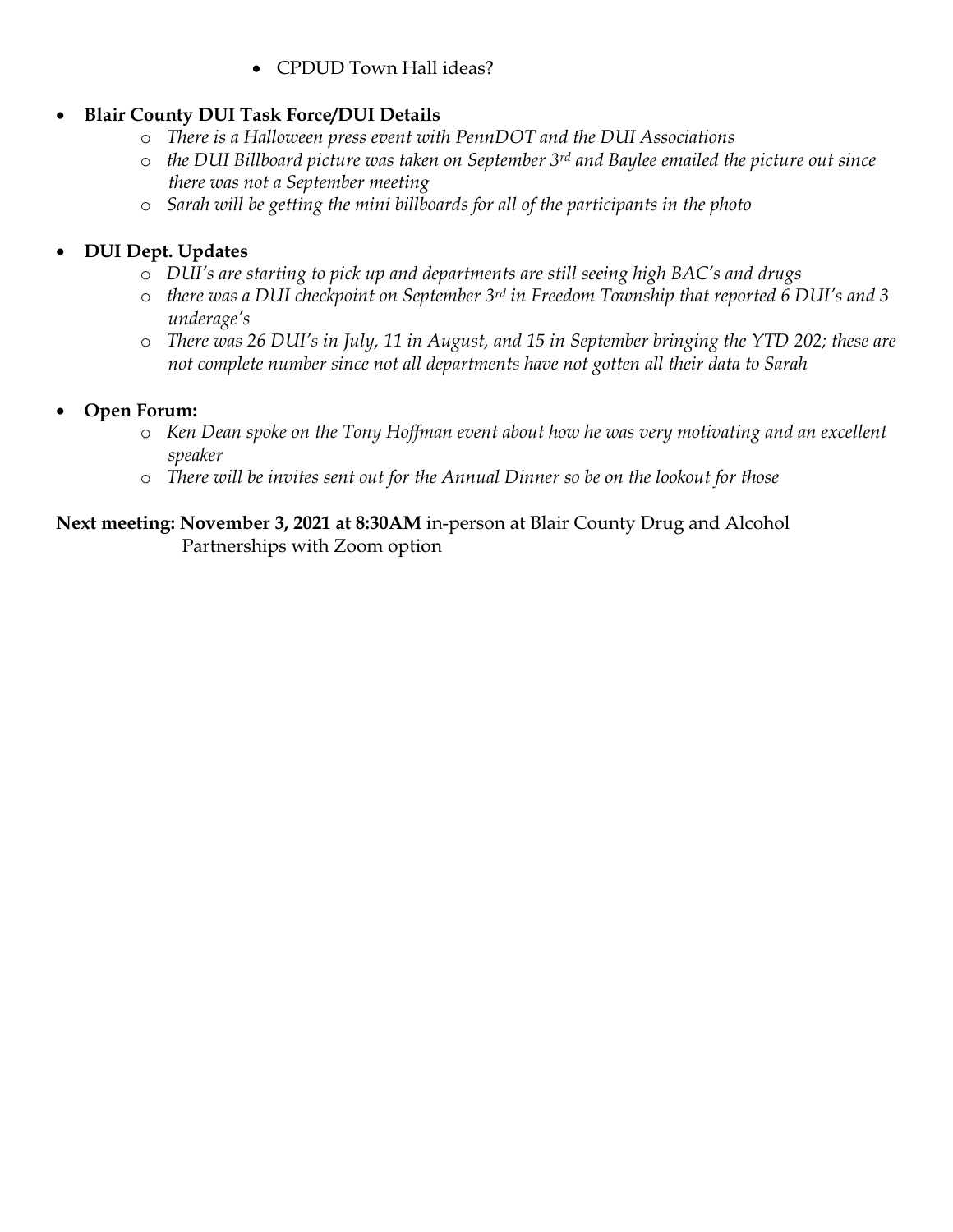- CPDUD Town Hall ideas?

- **Blair County DUI Task Force/DUI Details**
  - *There is a Halloween press event with PennDOT and the DUI Associations*
  - *the DUI Billboard picture was taken on September 3rd and Baylee emailed the picture out since there was not a September meeting*
  - *Sarah will be getting the mini billboards for all of the participants in the photo*

- **DUI Dept. Updates**
  - *DUI's are starting to pick up and departments are still seeing high BAC's and drugs*
  - *there was a DUI checkpoint on September 3rd in Freedom Township that reported 6 DUI's and 3 underage's*
  - *There was 26 DUI's in July, 11 in August, and 15 in September bringing the YTD 202; these are not complete number since not all departments have not gotten all their data to Sarah*

- **Open Forum:**
  - *Ken Dean spoke on the Tony Hoffman event about how he was very motivating and an excellent speaker*
  - *There will be invites sent out for the Annual Dinner so be on the lookout for those*

**Next meeting: November 3, 2021 at 8:30AM** in-person at Blair County Drug and Alcohol Partnerships with Zoom option